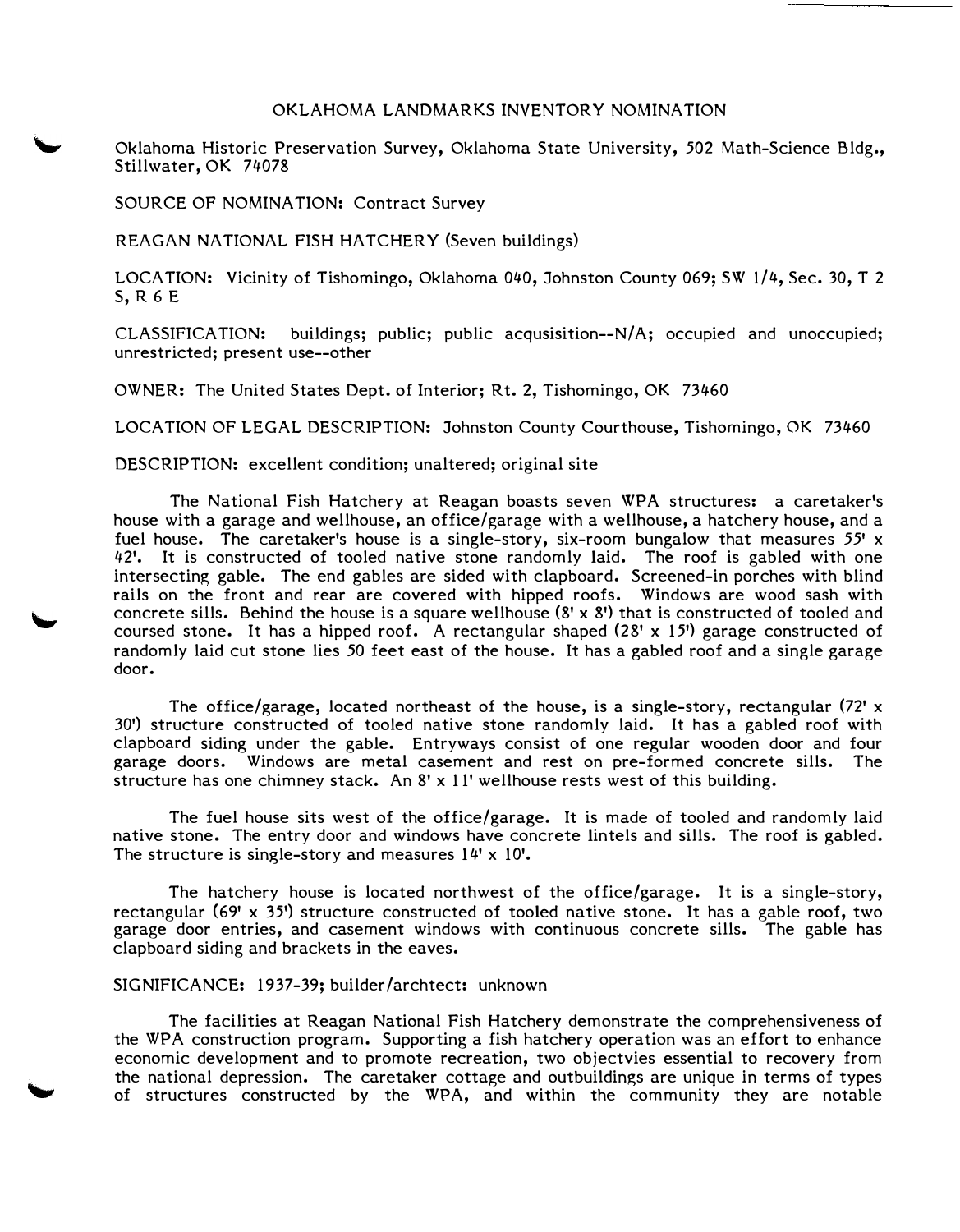# OKLAHOMA LANDMARKS INVENTORY NOMINATION

Oklahoma Historic Preservation Survey, Oklahoma State University, 502 Math-Science Bldg., Stillwater, OK 74078

SOURCE OF NOMINATION: Contract Survey

REAGAN NATIONAL FISH HATCHERY (Seven buildings)

LOCATION: Vicinity of Tishomingo, Oklahoma 040, Johnston County 069; SW 1/4, Sec. 30, T 2 S, R 6 E

CLASSIFICATION: buildings; public; public acqusisition--N/A; occupied and unoccupied; unrestricted; present use--other

OWNER: The United States Dept. of Interior; Rt. 2, Tishomingo, OK 73460

LOCATION OF LEGAL DESCRIPTION: Johnston County Courthouse, Tishomingo, OK 73460

DESCRIPTION: excellent condition; unaltered; original site

The National Fish Hatchery at Reagan boasts seven WPA structures: a caretaker's house with a garage and wellhouse, an office/garage with a wellhouse, a hatchery house, and a fuel house. The caretaker's house is a single-story, six-room bungalow that measures 55' x 42'. It is constructed of tooled native stone randomly laid. The roof is gabled with one intersecting gable. The end gables are sided with clapboard. Screened-in porches with blind rails on the front and rear are covered with hipped roofs. Windows are wood sash with concrete sills. Behind the house is a square wellhouse (8' x 8') that is constructed of tooled and coursed stone. It has a hipped roof. A rectangular shaped (28' x 15') garage constructed of randomly laid cut stone lies 50 feet east of the house. It has a gabled roof and a single garage door.

The office/garage, located northeast of the house, is a single-story, rectangular (72' x 30') structure constructed of tooled native stone randomly laid. It has a gabled roof with clapboard siding under the gable. Entryways consist of one regular wooden door and four garage doors. Windows are metal casement and rest on pre-formed concrete sills. The structure has one chimney stack. An 8' x 11' wellhouse rests west of this building.

The fuel house sits west of the office/garage. It is made of tooled and randomly laid native stone. The entry door and windows have concrete lintels and sills. The roof is gabled. The structure is single-story and measures 14' x 10'.

The hatchery house is located northwest of the office/garage. It is a single-story, rectangular (69' x 35') structure constructed of tooled native stone. It has a gable roof, two garage door entries, and casement windows with continuous concrete sills. The gable has clapboard siding and brackets in the eaves.

SIGNIFICANCE: 1937-39; builder/archtect: unknown

The facilities at Reagan National Fish Hatchery demonstrate the comprehensiveness of the WPA construction program. Supporting a fish hatchery operation was an effort to enhance economic development and to promote recreation, two objectvies essential to recovery from the national depression. The caretaker cottage and outbuildings are unique in terms of types of structures constructed by the WPA, and within the community they are notable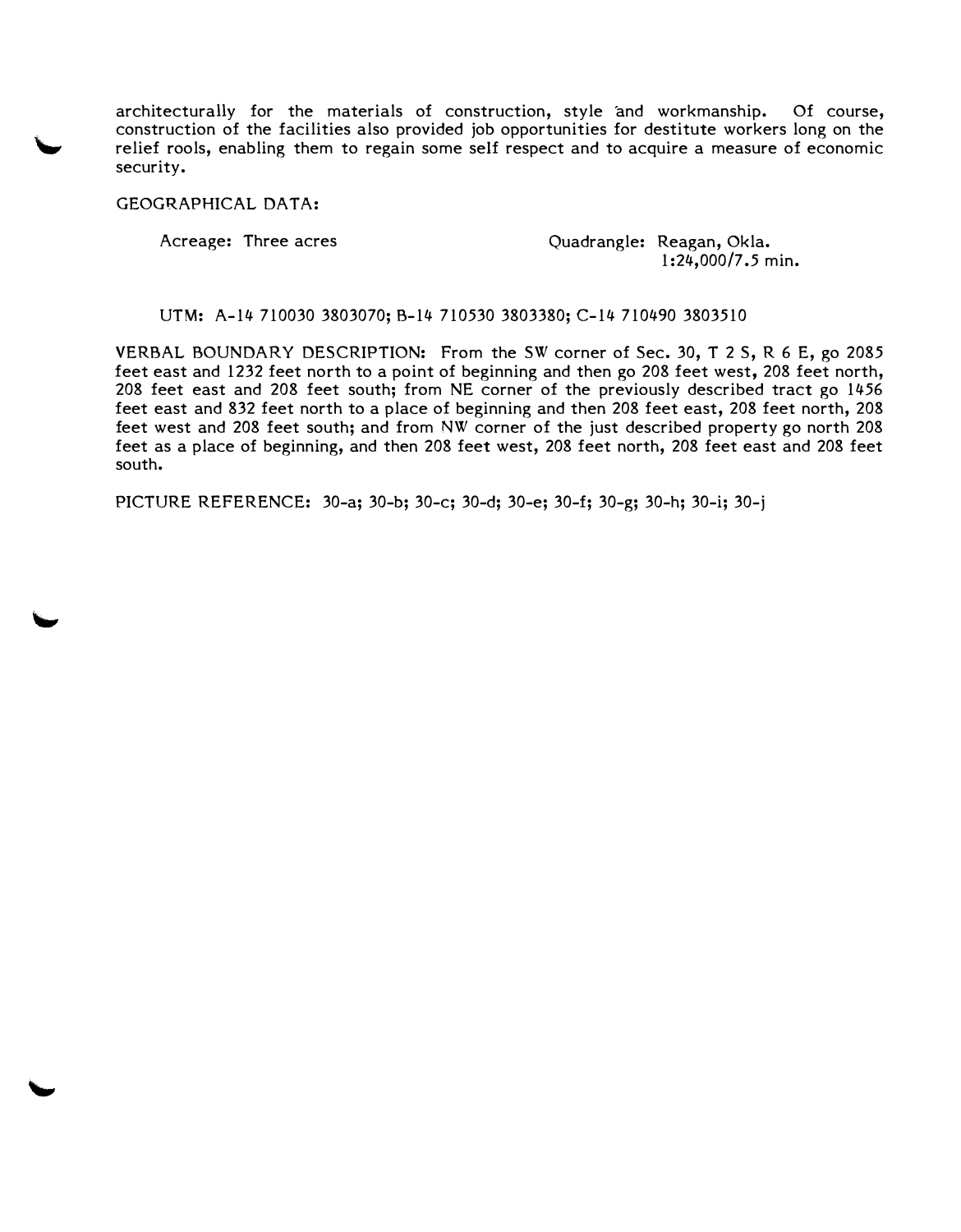architecturally for the materials of construction, style and workmanship. Of course, construction of the facilities also provided job opportunities for destitute workers long on the relief rools, enabling them to regain some self respect and to acquire a measure of economic security.

GEOGRAPHICAL DATA:

Acreage: Three acres

Quadrangle: Reagan, Okla.
1:24,000/7.5 min.

UTM: A-14 710030 3803070; B-14 710530 3803380; C-14 710490 3803510

VERBAL BOUNDARY DESCRIPTION: From the SW corner of Sec. 30, T 2 S, R 6 E, go 2085 feet east and 1232 feet north to a point of beginning and then go 208 feet west, 208 feet north, 208 feet east and 208 feet south; from NE corner of the previously described tract go 1456 feet east and 832 feet north to a place of beginning and then 208 feet east, 208 feet north, 208 feet west and 208 feet south; and from NW corner of the just described property go north 208 feet as a place of beginning, and then 208 feet west, 208 feet north, 208 feet east and 208 feet south.

PICTURE REFERENCE: 30-a; 30-b; 30-c; 30-d; 30-e; 30-f; 30-g; 30-h; 30-i; 30-j